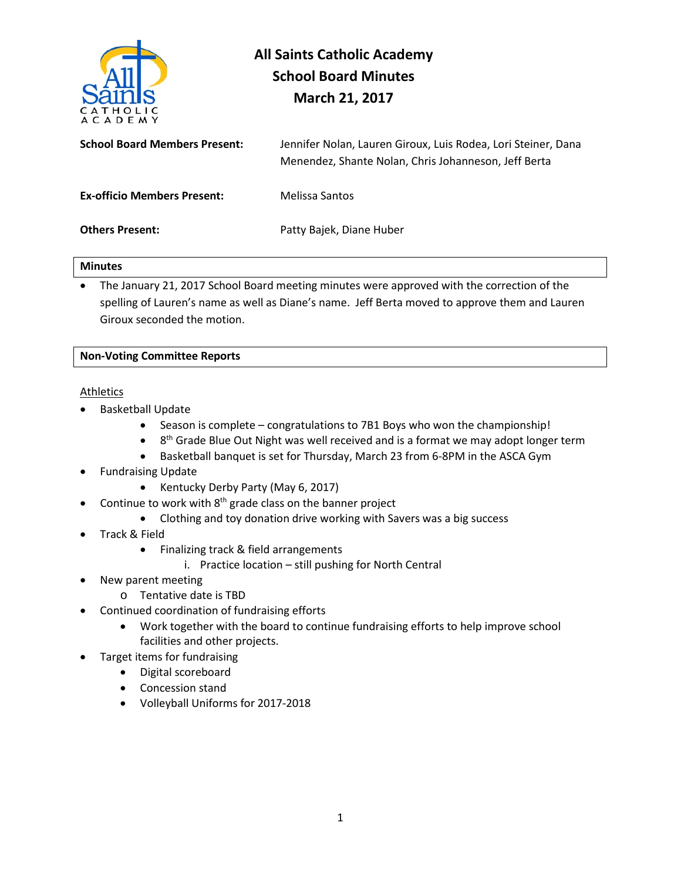# All Saints Catholic Academy
## School Board Minutes
## March 21, 2017

**School Board Members Present:** Jennifer Nolan, Lauren Giroux, Luis Rodea, Lori Steiner, Dana Menendez, Shante Nolan, Chris Johanneson, Jeff Berta

**Ex-officio Members Present:** Melissa Santos

**Others Present:** Patty Bajek, Diane Huber

### Minutes

- The January 21, 2017 School Board meeting minutes were approved with the correction of the spelling of Lauren's name as well as Diane's name. Jeff Berta moved to approve them and Lauren Giroux seconded the motion.

### Non-Voting Committee Reports

<u>Athletics</u>

- Basketball Update
  - Season is complete – congratulations to 7B1 Boys who won the championship!
  - 8th Grade Blue Out Night was well received and is a format we may adopt longer term
  - Basketball banquet is set for Thursday, March 23 from 6-8PM in the ASCA Gym
- Fundraising Update
  - Kentucky Derby Party (May 6, 2017)
- Continue to work with 8th grade class on the banner project
  - Clothing and toy donation drive working with Savers was a big success
- Track & Field
  - Finalizing track & field arrangements
    1. Practice location – still pushing for North Central
- New parent meeting
  - Tentative date is TBD
- Continued coordination of fundraising efforts
  - Work together with the board to continue fundraising efforts to help improve school facilities and other projects.
- Target items for fundraising
  - Digital scoreboard
  - Concession stand
  - Volleyball Uniforms for 2017-2018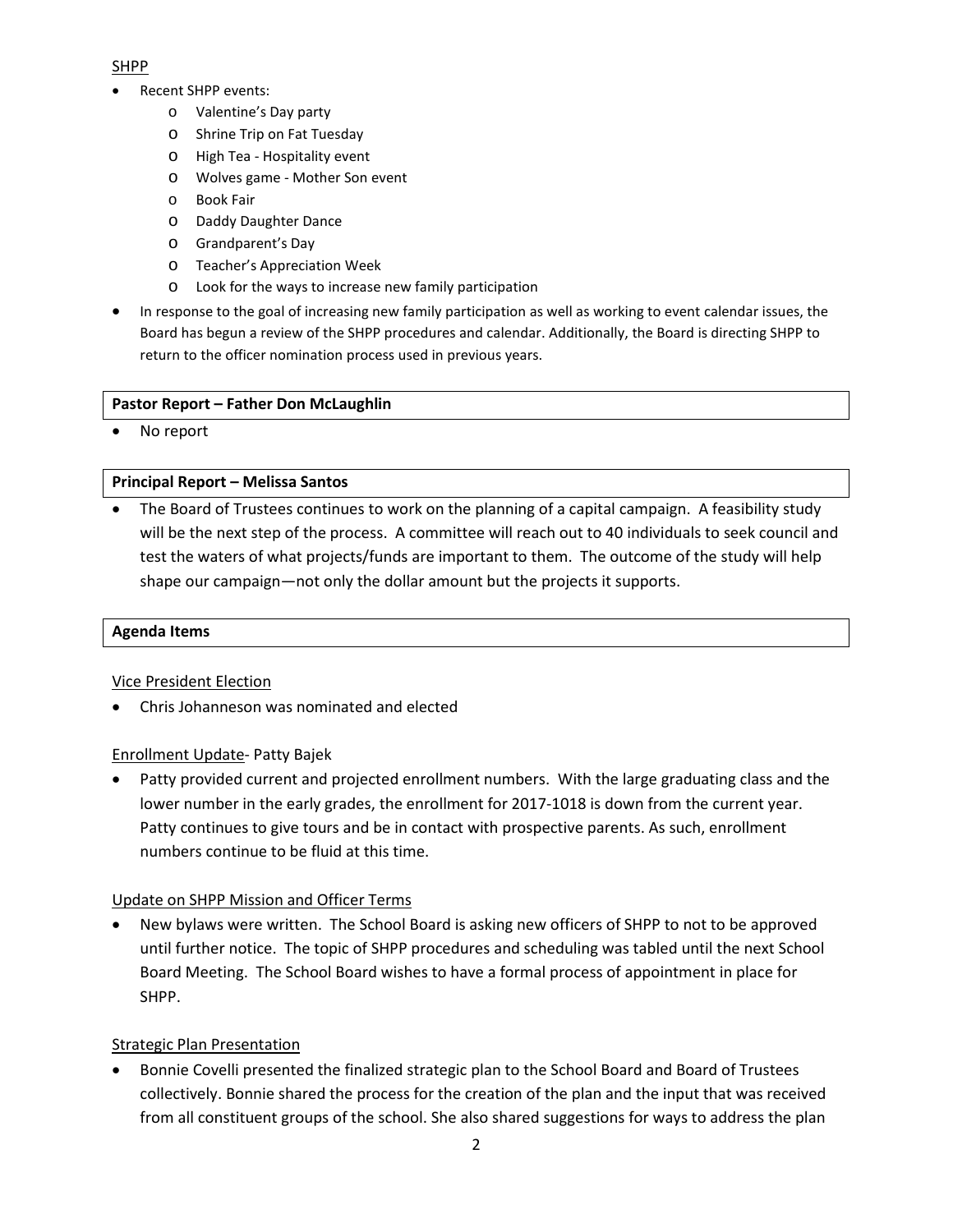SHPP

- Recent SHPP events:
  - Valentine's Day party
  - Shrine Trip on Fat Tuesday
  - High Tea - Hospitality event
  - Wolves game - Mother Son event
  - Book Fair
  - Daddy Daughter Dance
  - Grandparent's Day
  - Teacher's Appreciation Week
  - Look for the ways to increase new family participation
- In response to the goal of increasing new family participation as well as working to event calendar issues, the Board has begun a review of the SHPP procedures and calendar. Additionally, the Board is directing SHPP to return to the officer nomination process used in previous years.

**Pastor Report – Father Don McLaughlin**

- No report

**Principal Report – Melissa Santos**

- The Board of Trustees continues to work on the planning of a capital campaign. A feasibility study will be the next step of the process. A committee will reach out to 40 individuals to seek council and test the waters of what projects/funds are important to them. The outcome of the study will help shape our campaign—not only the dollar amount but the projects it supports.

**Agenda Items**

Vice President Election

- Chris Johanneson was nominated and elected

Enrollment Update- Patty Bajek

- Patty provided current and projected enrollment numbers. With the large graduating class and the lower number in the early grades, the enrollment for 2017-1018 is down from the current year. Patty continues to give tours and be in contact with prospective parents. As such, enrollment numbers continue to be fluid at this time.

Update on SHPP Mission and Officer Terms

- New bylaws were written. The School Board is asking new officers of SHPP to not to be approved until further notice. The topic of SHPP procedures and scheduling was tabled until the next School Board Meeting. The School Board wishes to have a formal process of appointment in place for SHPP.

Strategic Plan Presentation

- Bonnie Covelli presented the finalized strategic plan to the School Board and Board of Trustees collectively. Bonnie shared the process for the creation of the plan and the input that was received from all constituent groups of the school. She also shared suggestions for ways to address the plan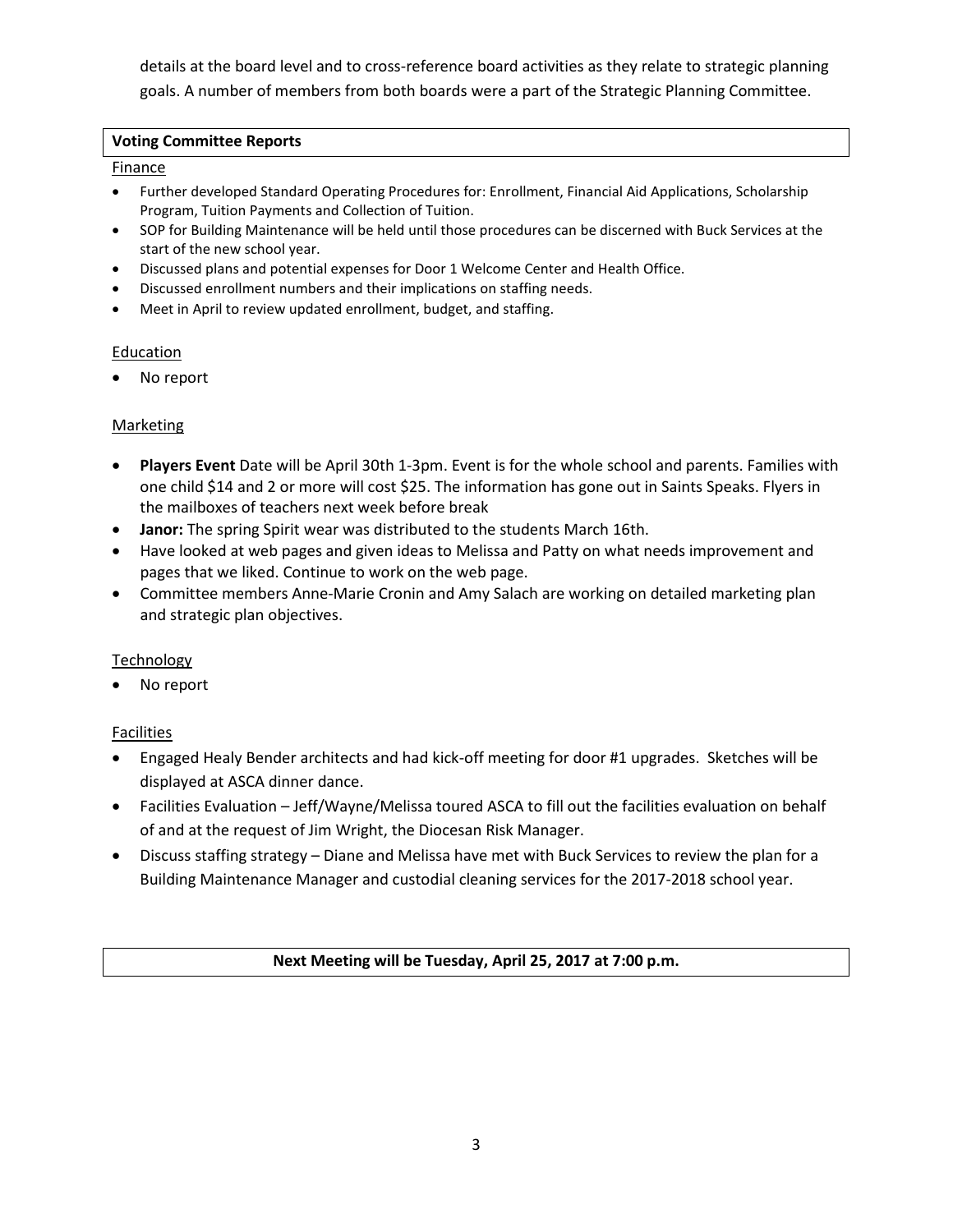details at the board level and to cross-reference board activities as they relate to strategic planning goals. A number of members from both boards were a part of the Strategic Planning Committee.

**Voting Committee Reports**

Finance

- Further developed Standard Operating Procedures for: Enrollment, Financial Aid Applications, Scholarship Program, Tuition Payments and Collection of Tuition.
- SOP for Building Maintenance will be held until those procedures can be discerned with Buck Services at the start of the new school year.
- Discussed plans and potential expenses for Door 1 Welcome Center and Health Office.
- Discussed enrollment numbers and their implications on staffing needs.
- Meet in April to review updated enrollment, budget, and staffing.

Education

- No report

Marketing

- **Players Event** Date will be April 30th 1-3pm. Event is for the whole school and parents. Families with one child $14 and 2 or more will cost $25. The information has gone out in Saints Speaks. Flyers in the mailboxes of teachers next week before break
- **Janor:** The spring Spirit wear was distributed to the students March 16th.
- Have looked at web pages and given ideas to Melissa and Patty on what needs improvement and pages that we liked. Continue to work on the web page.
- Committee members Anne-Marie Cronin and Amy Salach are working on detailed marketing plan and strategic plan objectives.

Technology

- No report

Facilities

- Engaged Healy Bender architects and had kick-off meeting for door #1 upgrades. Sketches will be displayed at ASCA dinner dance.
- Facilities Evaluation – Jeff/Wayne/Melissa toured ASCA to fill out the facilities evaluation on behalf of and at the request of Jim Wright, the Diocesan Risk Manager.
- Discuss staffing strategy – Diane and Melissa have met with Buck Services to review the plan for a Building Maintenance Manager and custodial cleaning services for the 2017-2018 school year.

**Next Meeting will be Tuesday, April 25, 2017 at 7:00 p.m.**